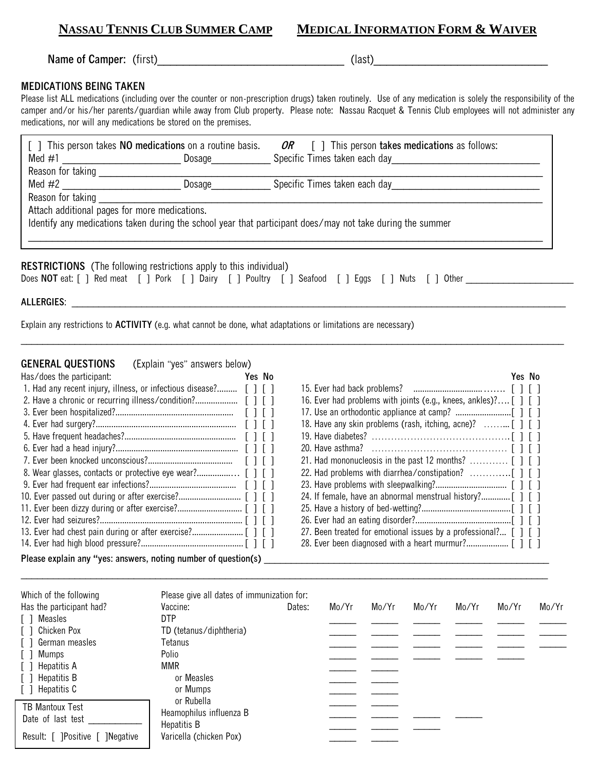# NASSAU TENNIS CLUB SUMMER CAMP MEDICAL INFORMATION FORM & WAIVER

**Name of Camper:** (first)_________________________________ (last)_______________________________

## MEDICATIONS BEING TAKEN

Please list ALL medications (including over the counter or non-prescription drugs) taken routinely. Use of any medication is solely the responsibility of the camper and/or his/her parents/guardian while away from Club property. Please note: Nassau Racquet & Tennis Club employees will not administer any medications, nor will any medications be stored on the premises.

[ ] This person takes **NO medications** on a routine basis. ***OR*** [ ] This person **takes medications** as follows:

Med #1 _______________________ Dosage___________ Specific Times taken each day____________________________

Reason for taking ______________________________________________________________________________

Med #2 _______________________ Dosage___________ Specific Times taken each day____________________________

Reason for taking ______________________________________________________________________________

Attach additional pages for more medications.

Identify any medications taken during the school year that participant does/may not take during the summer

_______________________________________________________________________________________________

**RESTRICTIONS** (The following restrictions apply to this individual)

Does **NOT** eat: [ ] Red meat [ ] Pork [ ] Dairy [ ] Poultry [ ] Seafood [ ] Eggs [ ] Nuts [ ] Other ______________________

**ALLERGIES**: _________________________________________________________________________________________

Explain any restrictions to **ACTIVITY** (e.g. what cannot be done, what adaptations or limitations are necessary)

_______________________________________________________________________________________________

**GENERAL QUESTIONS** (Explain "yes" answers below)

| Has/does the participant: | Yes | No |
|---|---|---|
| 1. Had any recent injury, illness, or infectious disease? | [ ] | [ ] |
| 2. Have a chronic or recurring illness/condition? | [ ] | [ ] |
| 3. Ever been hospitalized? | [ ] | [ ] |
| 4. Ever had surgery? | [ ] | [ ] |
| 5. Have frequent headaches? | [ ] | [ ] |
| 6. Ever had a head injury? | [ ] | [ ] |
| 7. Ever been knocked unconscious? | [ ] | [ ] |
| 8. Wear glasses, contacts or protective eye wear? | [ ] | [ ] |
| 9. Ever had frequent ear infections? | [ ] | [ ] |
| 10. Ever passed out during or after exercise? | [ ] | [ ] |
| 11. Ever been dizzy during or after exercise? | [ ] | [ ] |
| 12. Ever had seizures? | [ ] | [ ] |
| 13. Ever had chest pain during or after exercise? | [ ] | [ ] |
| 14. Ever had high blood pressure? | [ ] | [ ] |
| 15. Ever had back problems? | [ ] | [ ] |
| 16. Ever had problems with joints (e.g., knees, ankles)? | [ ] | [ ] |
| 17. Use an orthodontic appliance at camp? | [ ] | [ ] |
| 18. Have any skin problems (rash, itching, acne)? | [ ] | [ ] |
| 19. Have diabetes? | [ ] | [ ] |
| 20. Have asthma? | [ ] | [ ] |
| 21. Had mononucleosis in the past 12 months? | [ ] | [ ] |
| 22. Had problems with diarrhea/constipation? | [ ] | [ ] |
| 23. Have problems with sleepwalking? | [ ] | [ ] |
| 24. If female, have an abnormal menstrual history? | [ ] | [ ] |
| 25. Have a history of bed-wetting? | [ ] | [ ] |
| 26. Ever had an eating disorder? | [ ] | [ ] |
| 27. Been treated for emotional issues by a professional? | [ ] | [ ] |
| 28. Ever been diagnosed with a heart murmur? | [ ] | [ ] |

**Please explain any "yes: answers, noting number of question(s)** ____________________________________________

_______________________________________________________________________________________________

Which of the following Has the participant had?
[ ] Measles
[ ] Chicken Pox
[ ] German measles
[ ] Mumps
[ ] Hepatitis A
[ ] Hepatitis B
[ ] Hepatitis C

TB Mantoux Test
Date of last test ___________
Result: [ ]Positive [ ]Negative

Please give all dates of immunization for:

| Vaccine: | Dates: | Mo/Yr | Mo/Yr | Mo/Yr | Mo/Yr | Mo/Yr | Mo/Yr |
|---|---|---|---|---|---|---|---|
| DTP | | _____ | _____ | _____ | _____ | _____ | _____ |
| TD (tetanus/diphtheria) | | _____ | _____ | _____ | _____ | _____ | _____ |
| Tetanus | | _____ | _____ | _____ | _____ | _____ | _____ |
| Polio | | _____ | _____ | _____ | _____ | _____ | |
| MMR | | _____ | _____ | | | | |
| or Measles | | _____ | _____ | | | | |
| or Mumps | | _____ | _____ | | | | |
| or Rubella | | _____ | _____ | | | | |
| Heamophilus influenza B | | _____ | _____ | _____ | _____ | | |
| Hepatitis B | | _____ | _____ | _____ | | | |
| Varicella (chicken Pox) | | _____ | _____ | | | | |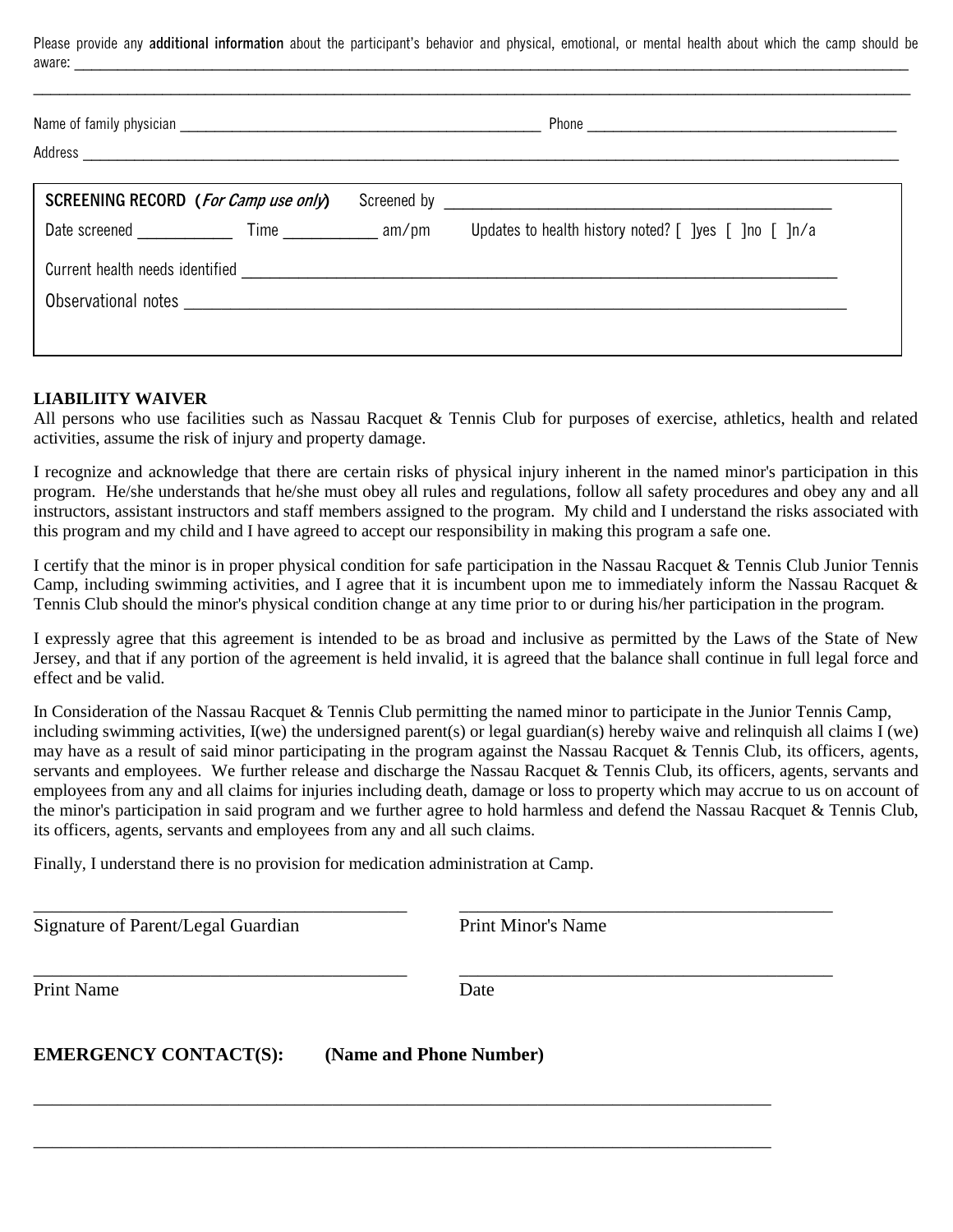Please provide any **additional information** about the participant's behavior and physical, emotional, or mental health about which the camp should be aware: ______________________________________________________________________________

______________________________________________________________________________

Name of family physician ______________________________ Phone ______________________________

Address ______________________________________________________________________________

**SCREENING RECORD (*For Camp use only*)** Screened by ______________________________

Date screened __________ Time __________ am/pm Updates to health history noted? [ ]yes [ ]no [ ]n/a

Current health needs identified ______________________________________________________________

Observational notes ______________________________________________________________

**LIABILIITY WAIVER**

All persons who use facilities such as Nassau Racquet & Tennis Club for purposes of exercise, athletics, health and related activities, assume the risk of injury and property damage.

I recognize and acknowledge that there are certain risks of physical injury inherent in the named minor's participation in this program. He/she understands that he/she must obey all rules and regulations, follow all safety procedures and obey any and all instructors, assistant instructors and staff members assigned to the program. My child and I understand the risks associated with this program and my child and I have agreed to accept our responsibility in making this program a safe one.

I certify that the minor is in proper physical condition for safe participation in the Nassau Racquet & Tennis Club Junior Tennis Camp, including swimming activities, and I agree that it is incumbent upon me to immediately inform the Nassau Racquet & Tennis Club should the minor's physical condition change at any time prior to or during his/her participation in the program.

I expressly agree that this agreement is intended to be as broad and inclusive as permitted by the Laws of the State of New Jersey, and that if any portion of the agreement is held invalid, it is agreed that the balance shall continue in full legal force and effect and be valid.

In Consideration of the Nassau Racquet & Tennis Club permitting the named minor to participate in the Junior Tennis Camp, including swimming activities, I(we) the undersigned parent(s) or legal guardian(s) hereby waive and relinquish all claims I (we) may have as a result of said minor participating in the program against the Nassau Racquet & Tennis Club, its officers, agents, servants and employees. We further release and discharge the Nassau Racquet & Tennis Club, its officers, agents, servants and employees from any and all claims for injuries including death, damage or loss to property which may accrue to us on account of the minor's participation in said program and we further agree to hold harmless and defend the Nassau Racquet & Tennis Club, its officers, agents, servants and employees from any and all such claims.

Finally, I understand there is no provision for medication administration at Camp.

______________________________ ______________________________
Signature of Parent/Legal Guardian Print Minor's Name

______________________________ ______________________________
Print Name Date

**EMERGENCY CONTACT(S): (Name and Phone Number)**

______________________________________________________________________________

______________________________________________________________________________